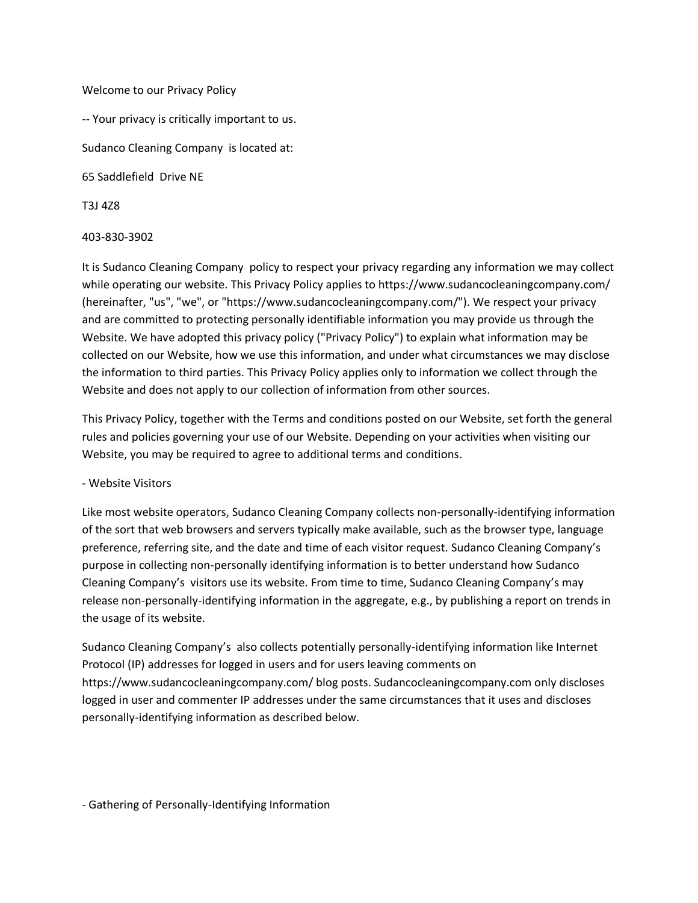Welcome to our Privacy Policy

-- Your privacy is critically important to us.

Sudanco Cleaning Company is located at:

65 Saddlefield Drive NE

T3J 4Z8

403-830-3902

It is Sudanco Cleaning Company policy to respect your privacy regarding any information we may collect while operating our website. This Privacy Policy applies to https://www.sudancocleaningcompany.com/ (hereinafter, "us", "we", or "https://www.sudancocleaningcompany.com/"). We respect your privacy and are committed to protecting personally identifiable information you may provide us through the Website. We have adopted this privacy policy ("Privacy Policy") to explain what information may be collected on our Website, how we use this information, and under what circumstances we may disclose the information to third parties. This Privacy Policy applies only to information we collect through the Website and does not apply to our collection of information from other sources.

This Privacy Policy, together with the Terms and conditions posted on our Website, set forth the general rules and policies governing your use of our Website. Depending on your activities when visiting our Website, you may be required to agree to additional terms and conditions.

- Website Visitors

Like most website operators, Sudanco Cleaning Company collects non-personally-identifying information of the sort that web browsers and servers typically make available, such as the browser type, language preference, referring site, and the date and time of each visitor request. Sudanco Cleaning Company's purpose in collecting non-personally identifying information is to better understand how Sudanco Cleaning Company's visitors use its website. From time to time, Sudanco Cleaning Company's may release non-personally-identifying information in the aggregate, e.g., by publishing a report on trends in the usage of its website.

Sudanco Cleaning Company's also collects potentially personally-identifying information like Internet Protocol (IP) addresses for logged in users and for users leaving comments on https://www.sudancocleaningcompany.com/ blog posts. Sudancocleaningcompany.com only discloses logged in user and commenter IP addresses under the same circumstances that it uses and discloses personally-identifying information as described below.

- Gathering of Personally-Identifying Information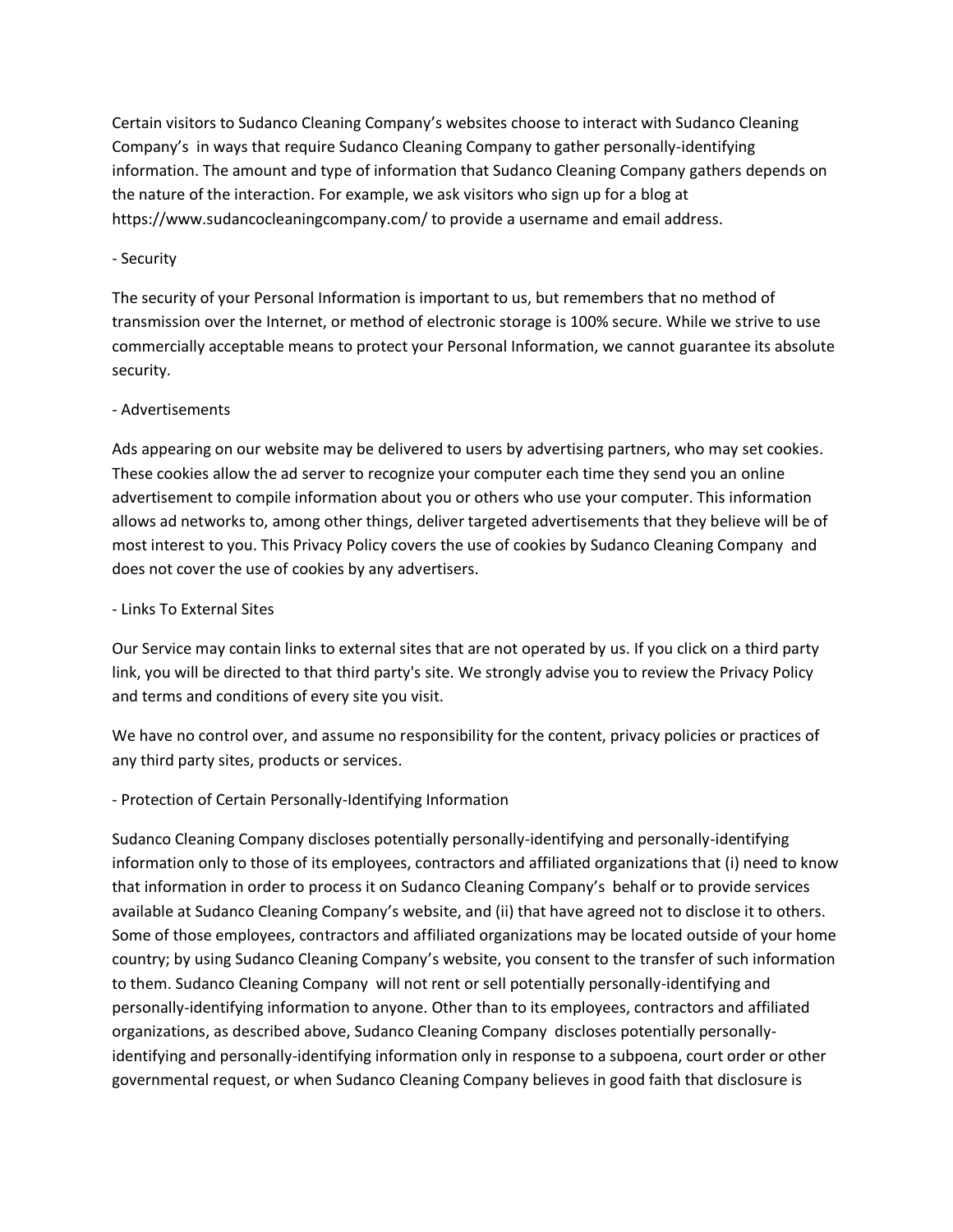Certain visitors to Sudanco Cleaning Company's websites choose to interact with Sudanco Cleaning Company's in ways that require Sudanco Cleaning Company to gather personally-identifying information. The amount and type of information that Sudanco Cleaning Company gathers depends on the nature of the interaction. For example, we ask visitors who sign up for a blog at https://www.sudancocleaningcompany.com/ to provide a username and email address.

- Security

The security of your Personal Information is important to us, but remembers that no method of transmission over the Internet, or method of electronic storage is 100% secure. While we strive to use commercially acceptable means to protect your Personal Information, we cannot guarantee its absolute security.

- Advertisements

Ads appearing on our website may be delivered to users by advertising partners, who may set cookies. These cookies allow the ad server to recognize your computer each time they send you an online advertisement to compile information about you or others who use your computer. This information allows ad networks to, among other things, deliver targeted advertisements that they believe will be of most interest to you. This Privacy Policy covers the use of cookies by Sudanco Cleaning Company and does not cover the use of cookies by any advertisers.

- Links To External Sites

Our Service may contain links to external sites that are not operated by us. If you click on a third party link, you will be directed to that third party's site. We strongly advise you to review the Privacy Policy and terms and conditions of every site you visit.

We have no control over, and assume no responsibility for the content, privacy policies or practices of any third party sites, products or services.

- Protection of Certain Personally-Identifying Information

Sudanco Cleaning Company discloses potentially personally-identifying and personally-identifying information only to those of its employees, contractors and affiliated organizations that (i) need to know that information in order to process it on Sudanco Cleaning Company's behalf or to provide services available at Sudanco Cleaning Company's website, and (ii) that have agreed not to disclose it to others. Some of those employees, contractors and affiliated organizations may be located outside of your home country; by using Sudanco Cleaning Company's website, you consent to the transfer of such information to them. Sudanco Cleaning Company will not rent or sell potentially personally-identifying and personally-identifying information to anyone. Other than to its employees, contractors and affiliated organizations, as described above, Sudanco Cleaning Company discloses potentially personally-identifying and personally-identifying information only in response to a subpoena, court order or other governmental request, or when Sudanco Cleaning Company believes in good faith that disclosure is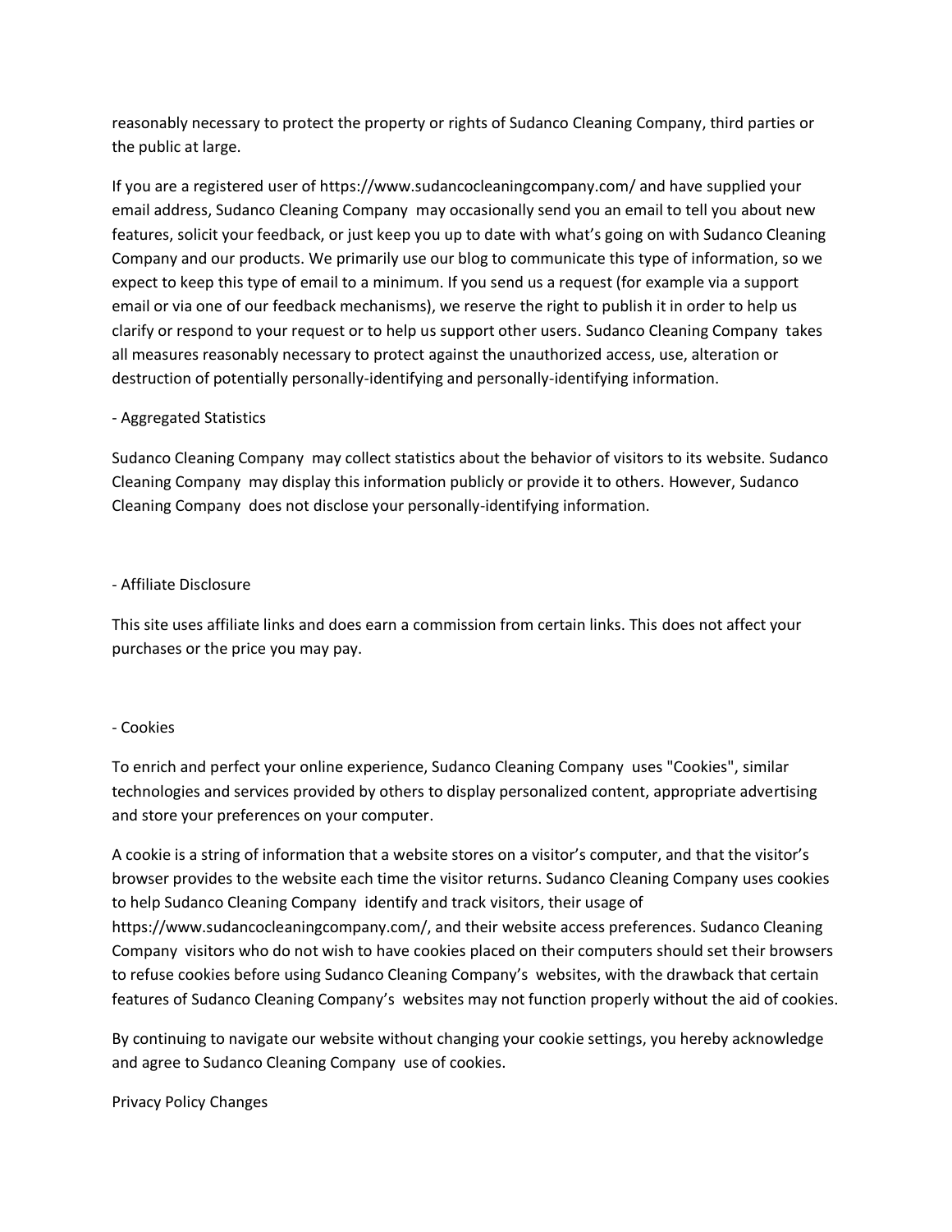reasonably necessary to protect the property or rights of Sudanco Cleaning Company, third parties or the public at large.

If you are a registered user of https://www.sudancocleaningcompany.com/ and have supplied your email address, Sudanco Cleaning Company may occasionally send you an email to tell you about new features, solicit your feedback, or just keep you up to date with what's going on with Sudanco Cleaning Company and our products. We primarily use our blog to communicate this type of information, so we expect to keep this type of email to a minimum. If you send us a request (for example via a support email or via one of our feedback mechanisms), we reserve the right to publish it in order to help us clarify or respond to your request or to help us support other users. Sudanco Cleaning Company takes all measures reasonably necessary to protect against the unauthorized access, use, alteration or destruction of potentially personally-identifying and personally-identifying information.

- Aggregated Statistics

Sudanco Cleaning Company may collect statistics about the behavior of visitors to its website. Sudanco Cleaning Company may display this information publicly or provide it to others. However, Sudanco Cleaning Company does not disclose your personally-identifying information.

- Affiliate Disclosure

This site uses affiliate links and does earn a commission from certain links. This does not affect your purchases or the price you may pay.

- Cookies

To enrich and perfect your online experience, Sudanco Cleaning Company uses "Cookies", similar technologies and services provided by others to display personalized content, appropriate advertising and store your preferences on your computer.

A cookie is a string of information that a website stores on a visitor's computer, and that the visitor's browser provides to the website each time the visitor returns. Sudanco Cleaning Company uses cookies to help Sudanco Cleaning Company identify and track visitors, their usage of https://www.sudancocleaningcompany.com/, and their website access preferences. Sudanco Cleaning Company visitors who do not wish to have cookies placed on their computers should set their browsers to refuse cookies before using Sudanco Cleaning Company's websites, with the drawback that certain features of Sudanco Cleaning Company's websites may not function properly without the aid of cookies.

By continuing to navigate our website without changing your cookie settings, you hereby acknowledge and agree to Sudanco Cleaning Company use of cookies.

Privacy Policy Changes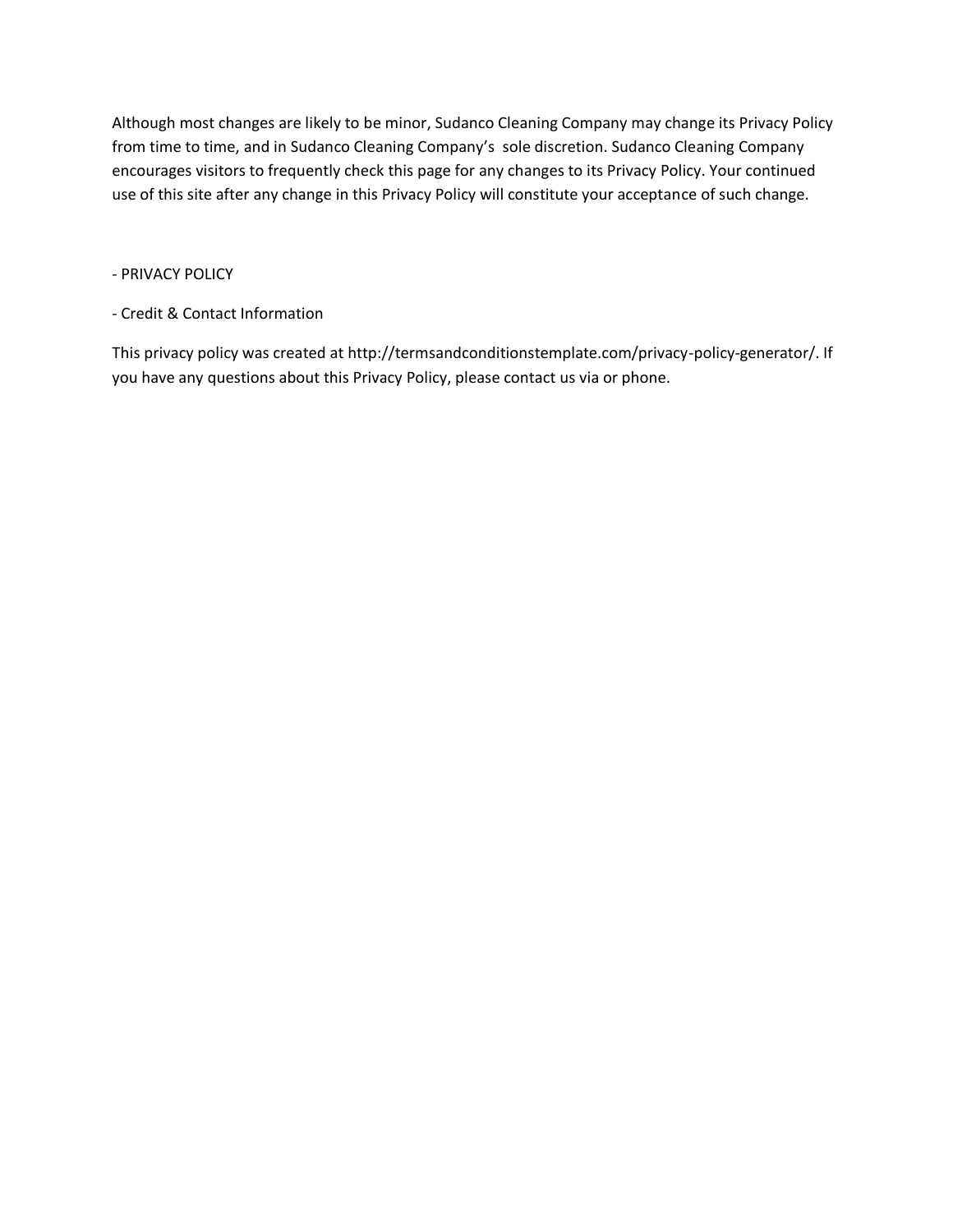Although most changes are likely to be minor, Sudanco Cleaning Company may change its Privacy Policy from time to time, and in Sudanco Cleaning Company's sole discretion. Sudanco Cleaning Company encourages visitors to frequently check this page for any changes to its Privacy Policy. Your continued use of this site after any change in this Privacy Policy will constitute your acceptance of such change.

- PRIVACY POLICY

- Credit & Contact Information

This privacy policy was created at http://termsandconditionstemplate.com/privacy-policy-generator/. If you have any questions about this Privacy Policy, please contact us via or phone.